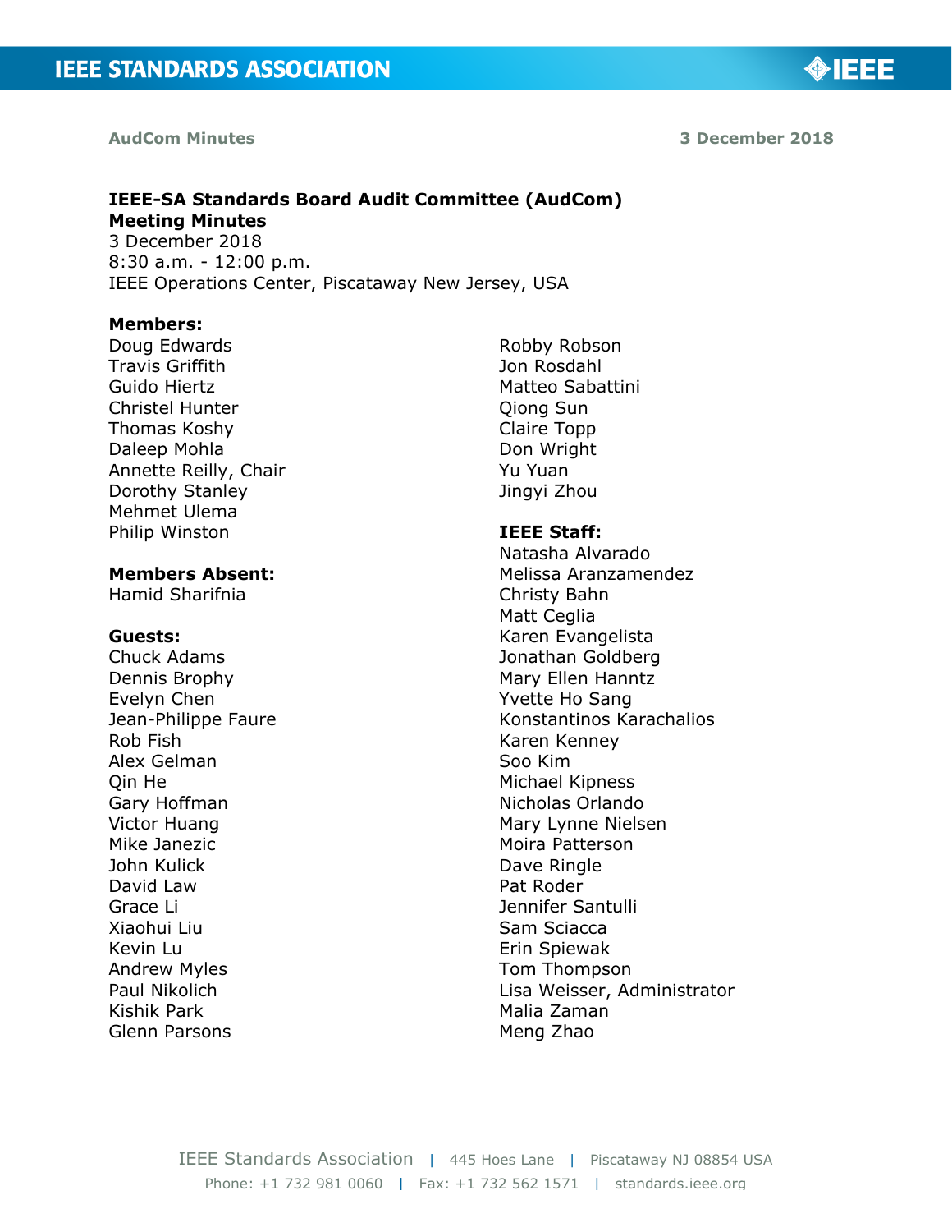# IEEE-SA Standards Board Audit Committee (AudCom)
## Meeting Minutes

3 December 2018
8:30 a.m. - 12:00 p.m.
IEEE Operations Center, Piscataway New Jersey, USA

**Members:**
Doug Edwards
Travis Griffith
Guido Hiertz
Christel Hunter
Thomas Koshy
Daleep Mohla
Annette Reilly, Chair
Dorothy Stanley
Mehmet Ulema
Philip Winston
Robby Robson
Jon Rosdahl
Matteo Sabattini
Qiong Sun
Claire Topp
Don Wright
Yu Yuan
Jingyi Zhou

**Members Absent:**
Hamid Sharifnia

**Guests:**
Chuck Adams
Dennis Brophy
Evelyn Chen
Jean-Philippe Faure
Rob Fish
Alex Gelman
Qin He
Gary Hoffman
Victor Huang
Mike Janezic
John Kulick
David Law
Grace Li
Xiaohui Liu
Kevin Lu
Andrew Myles
Paul Nikolich
Kishik Park
Glenn Parsons

**IEEE Staff:**
Natasha Alvarado
Melissa Aranzamendez
Christy Bahn
Matt Ceglia
Karen Evangelista
Jonathan Goldberg
Mary Ellen Hanntz
Yvette Ho Sang
Konstantinos Karachalios
Karen Kenney
Soo Kim
Michael Kipness
Nicholas Orlando
Mary Lynne Nielsen
Moira Patterson
Dave Ringle
Pat Roder
Jennifer Santulli
Sam Sciacca
Erin Spiewak
Tom Thompson
Lisa Weisser, Administrator
Malia Zaman
Meng Zhao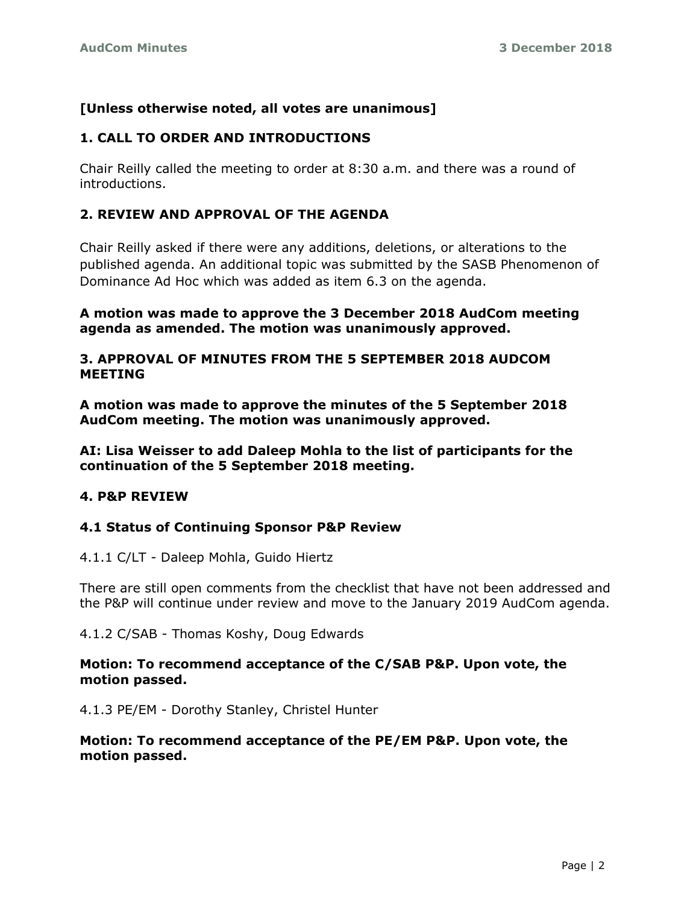**[Unless otherwise noted, all votes are unanimous]**

## 1. CALL TO ORDER AND INTRODUCTIONS

Chair Reilly called the meeting to order at 8:30 a.m. and there was a round of introductions.

## 2. REVIEW AND APPROVAL OF THE AGENDA

Chair Reilly asked if there were any additions, deletions, or alterations to the published agenda. An additional topic was submitted by the SASB Phenomenon of Dominance Ad Hoc which was added as item 6.3 on the agenda.

**A motion was made to approve the 3 December 2018 AudCom meeting agenda as amended. The motion was unanimously approved.**

## 3. APPROVAL OF MINUTES FROM THE 5 SEPTEMBER 2018 AUDCOM MEETING

**A motion was made to approve the minutes of the 5 September 2018 AudCom meeting. The motion was unanimously approved.**

**AI: Lisa Weisser to add Daleep Mohla to the list of participants for the continuation of the 5 September 2018 meeting.**

## 4. P&P REVIEW

### 4.1 Status of Continuing Sponsor P&P Review

4.1.1 C/LT - Daleep Mohla, Guido Hiertz

There are still open comments from the checklist that have not been addressed and the P&P will continue under review and move to the January 2019 AudCom agenda.

4.1.2 C/SAB - Thomas Koshy, Doug Edwards

**Motion: To recommend acceptance of the C/SAB P&P. Upon vote, the motion passed.**

4.1.3 PE/EM - Dorothy Stanley, Christel Hunter

**Motion: To recommend acceptance of the PE/EM P&P. Upon vote, the motion passed.**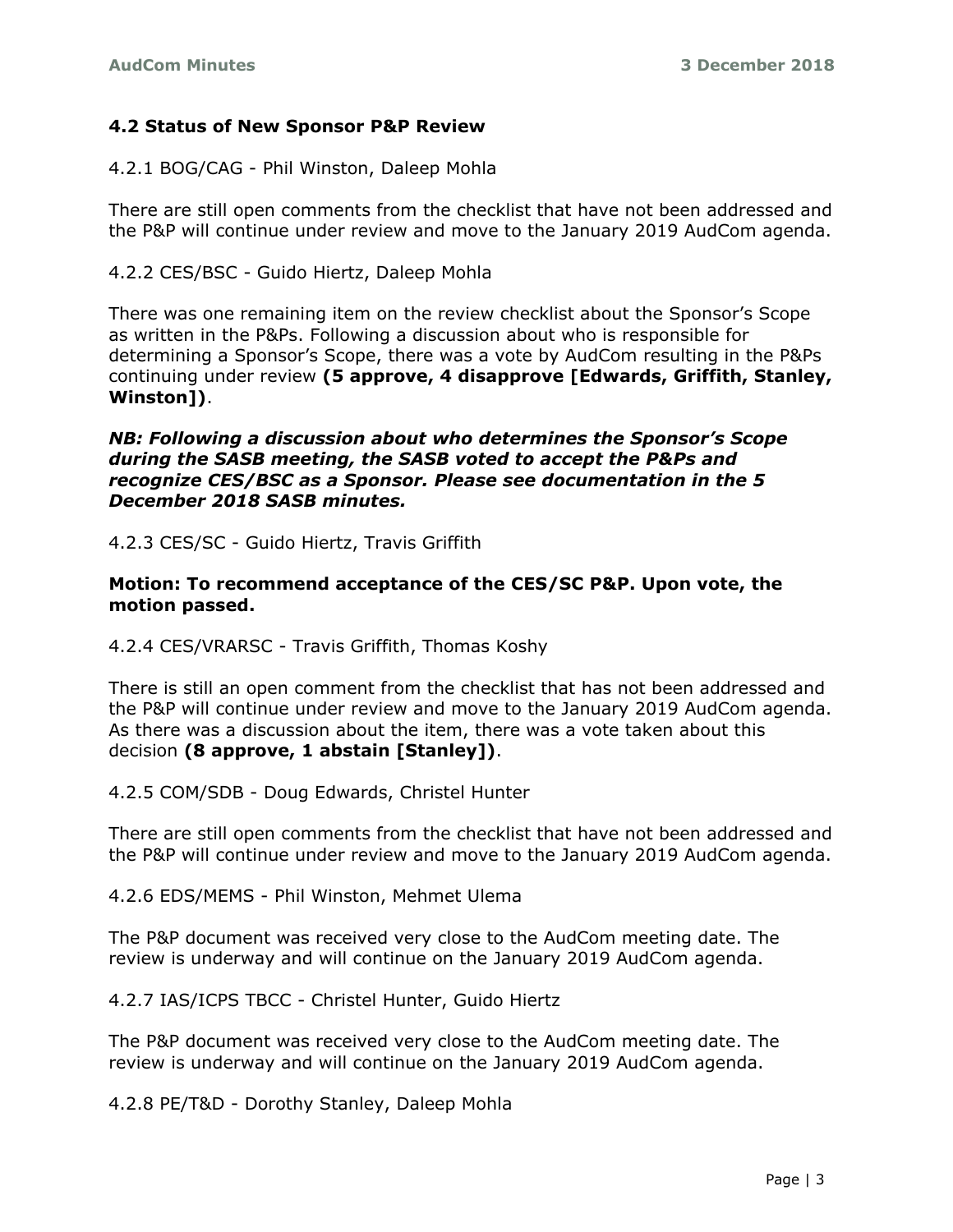### 4.2 Status of New Sponsor P&P Review

4.2.1 BOG/CAG - Phil Winston, Daleep Mohla

There are still open comments from the checklist that have not been addressed and the P&P will continue under review and move to the January 2019 AudCom agenda.

4.2.2 CES/BSC - Guido Hiertz, Daleep Mohla

There was one remaining item on the review checklist about the Sponsor's Scope as written in the P&Ps. Following a discussion about who is responsible for determining a Sponsor's Scope, there was a vote by AudCom resulting in the P&Ps continuing under review **(5 approve, 4 disapprove [Edwards, Griffith, Stanley, Winston])**.

***NB: Following a discussion about who determines the Sponsor's Scope during the SASB meeting, the SASB voted to accept the P&Ps and recognize CES/BSC as a Sponsor. Please see documentation in the 5 December 2018 SASB minutes.***

4.2.3 CES/SC - Guido Hiertz, Travis Griffith

**Motion: To recommend acceptance of the CES/SC P&P. Upon vote, the motion passed.**

4.2.4 CES/VRARSC - Travis Griffith, Thomas Koshy

There is still an open comment from the checklist that has not been addressed and the P&P will continue under review and move to the January 2019 AudCom agenda. As there was a discussion about the item, there was a vote taken about this decision **(8 approve, 1 abstain [Stanley])**.

4.2.5 COM/SDB - Doug Edwards, Christel Hunter

There are still open comments from the checklist that have not been addressed and the P&P will continue under review and move to the January 2019 AudCom agenda.

4.2.6 EDS/MEMS - Phil Winston, Mehmet Ulema

The P&P document was received very close to the AudCom meeting date. The review is underway and will continue on the January 2019 AudCom agenda.

4.2.7 IAS/ICPS TBCC - Christel Hunter, Guido Hiertz

The P&P document was received very close to the AudCom meeting date. The review is underway and will continue on the January 2019 AudCom agenda.

4.2.8 PE/T&D - Dorothy Stanley, Daleep Mohla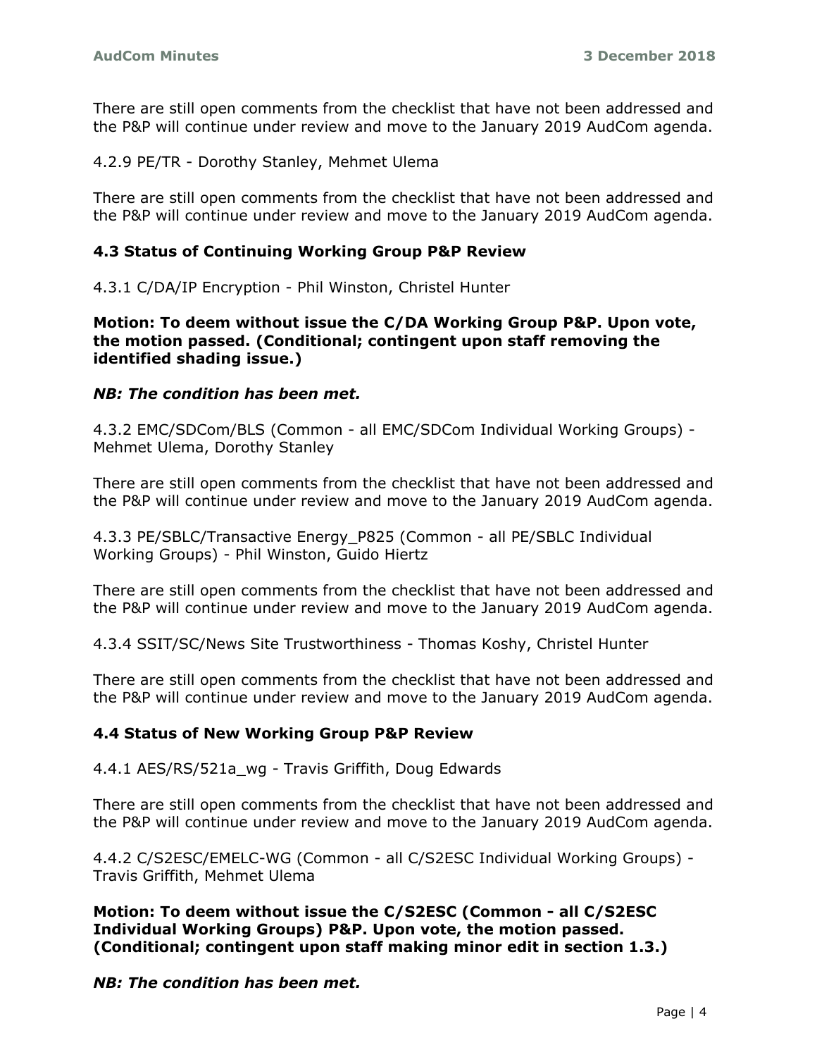There are still open comments from the checklist that have not been addressed and the P&P will continue under review and move to the January 2019 AudCom agenda.

4.2.9 PE/TR - Dorothy Stanley, Mehmet Ulema

There are still open comments from the checklist that have not been addressed and the P&P will continue under review and move to the January 2019 AudCom agenda.

### 4.3 Status of Continuing Working Group P&P Review

4.3.1 C/DA/IP Encryption - Phil Winston, Christel Hunter

**Motion: To deem without issue the C/DA Working Group P&P. Upon vote, the motion passed. (Conditional; contingent upon staff removing the identified shading issue.)**

***NB: The condition has been met.***

4.3.2 EMC/SDCom/BLS (Common - all EMC/SDCom Individual Working Groups) - Mehmet Ulema, Dorothy Stanley

There are still open comments from the checklist that have not been addressed and the P&P will continue under review and move to the January 2019 AudCom agenda.

4.3.3 PE/SBLC/Transactive Energy_P825 (Common - all PE/SBLC Individual Working Groups) - Phil Winston, Guido Hiertz

There are still open comments from the checklist that have not been addressed and the P&P will continue under review and move to the January 2019 AudCom agenda.

4.3.4 SSIT/SC/News Site Trustworthiness - Thomas Koshy, Christel Hunter

There are still open comments from the checklist that have not been addressed and the P&P will continue under review and move to the January 2019 AudCom agenda.

### 4.4 Status of New Working Group P&P Review

4.4.1 AES/RS/521a_wg - Travis Griffith, Doug Edwards

There are still open comments from the checklist that have not been addressed and the P&P will continue under review and move to the January 2019 AudCom agenda.

4.4.2 C/S2ESC/EMELC-WG (Common - all C/S2ESC Individual Working Groups) - Travis Griffith, Mehmet Ulema

**Motion: To deem without issue the C/S2ESC (Common - all C/S2ESC Individual Working Groups) P&P. Upon vote, the motion passed. (Conditional; contingent upon staff making minor edit in section 1.3.)**

***NB: The condition has been met.***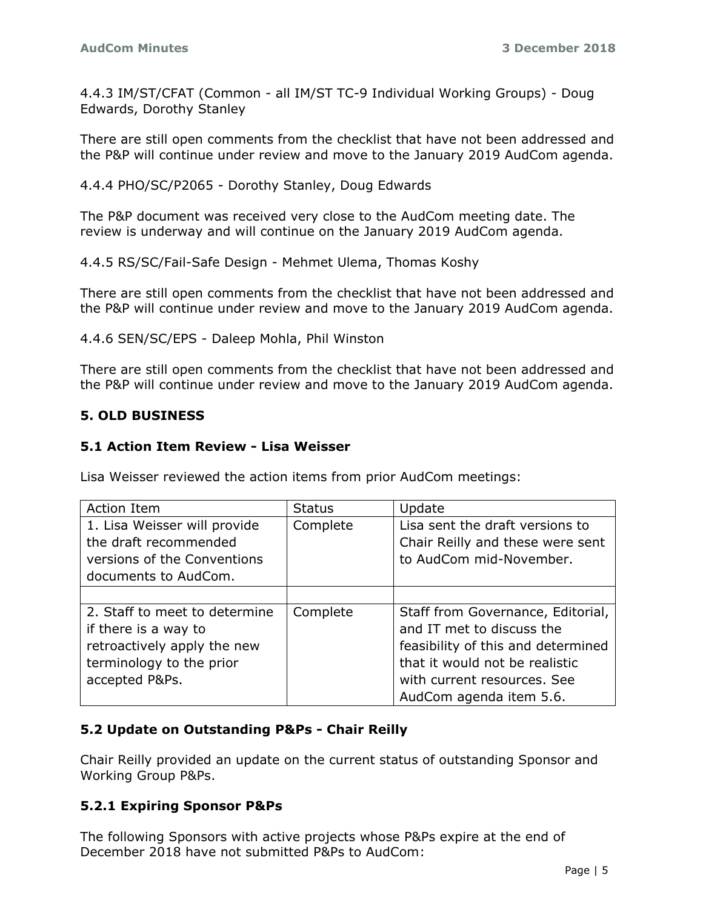4.4.3 IM/ST/CFAT (Common - all IM/ST TC-9 Individual Working Groups) - Doug Edwards, Dorothy Stanley

There are still open comments from the checklist that have not been addressed and the P&P will continue under review and move to the January 2019 AudCom agenda.

4.4.4 PHO/SC/P2065 - Dorothy Stanley, Doug Edwards

The P&P document was received very close to the AudCom meeting date. The review is underway and will continue on the January 2019 AudCom agenda.

4.4.5 RS/SC/Fail-Safe Design - Mehmet Ulema, Thomas Koshy

There are still open comments from the checklist that have not been addressed and the P&P will continue under review and move to the January 2019 AudCom agenda.

4.4.6 SEN/SC/EPS - Daleep Mohla, Phil Winston

There are still open comments from the checklist that have not been addressed and the P&P will continue under review and move to the January 2019 AudCom agenda.

## 5. OLD BUSINESS

### 5.1 Action Item Review - Lisa Weisser

Lisa Weisser reviewed the action items from prior AudCom meetings:

| Action Item | Status | Update |
|---|---|---|
| 1. Lisa Weisser will provide the draft recommended versions of the Conventions documents to AudCom. | Complete | Lisa sent the draft versions to Chair Reilly and these were sent to AudCom mid-November. |
| | | |
| 2. Staff to meet to determine if there is a way to retroactively apply the new terminology to the prior accepted P&Ps. | Complete | Staff from Governance, Editorial, and IT met to discuss the feasibility of this and determined that it would not be realistic with current resources. See AudCom agenda item 5.6. |

### 5.2 Update on Outstanding P&Ps - Chair Reilly

Chair Reilly provided an update on the current status of outstanding Sponsor and Working Group P&Ps.

### 5.2.1 Expiring Sponsor P&Ps

The following Sponsors with active projects whose P&Ps expire at the end of December 2018 have not submitted P&Ps to AudCom: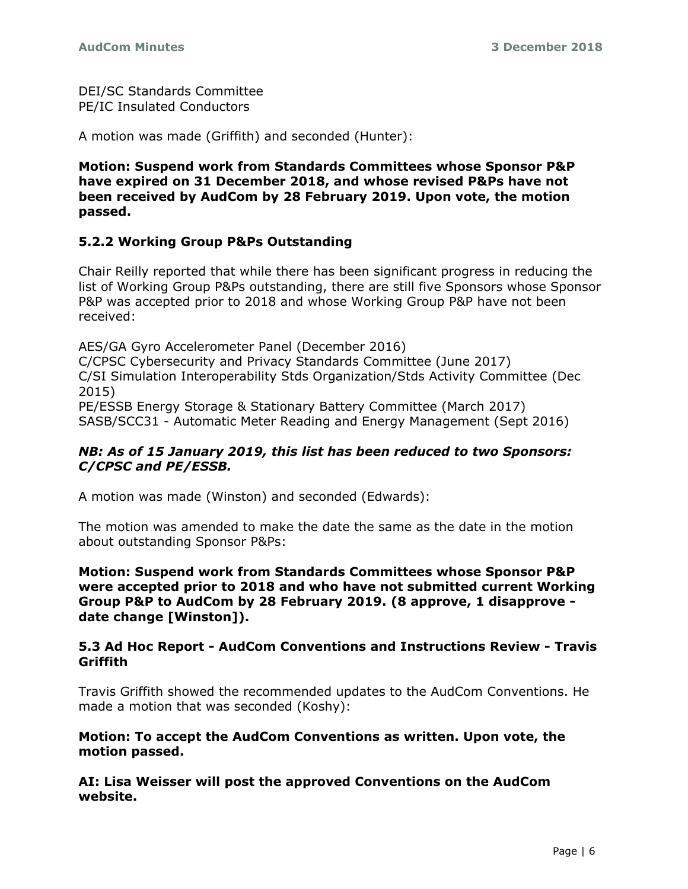DEI/SC Standards Committee
PE/IC Insulated Conductors

A motion was made (Griffith) and seconded (Hunter):

**Motion: Suspend work from Standards Committees whose Sponsor P&P have expired on 31 December 2018, and whose revised P&Ps have not been received by AudCom by 28 February 2019. Upon vote, the motion passed.**

### 5.2.2 Working Group P&Ps Outstanding

Chair Reilly reported that while there has been significant progress in reducing the list of Working Group P&Ps outstanding, there are still five Sponsors whose Sponsor P&P was accepted prior to 2018 and whose Working Group P&P have not been received:

AES/GA Gyro Accelerometer Panel (December 2016)
C/CPSC Cybersecurity and Privacy Standards Committee (June 2017)
C/SI Simulation Interoperability Stds Organization/Stds Activity Committee (Dec 2015)
PE/ESSB Energy Storage & Stationary Battery Committee (March 2017)
SASB/SCC31 - Automatic Meter Reading and Energy Management (Sept 2016)

***NB: As of 15 January 2019, this list has been reduced to two Sponsors: C/CPSC and PE/ESSB.***

A motion was made (Winston) and seconded (Edwards):

The motion was amended to make the date the same as the date in the motion about outstanding Sponsor P&Ps:

**Motion: Suspend work from Standards Committees whose Sponsor P&P were accepted prior to 2018 and who have not submitted current Working Group P&P to AudCom by 28 February 2019. (8 approve, 1 disapprove - date change [Winston]).**

### 5.3 Ad Hoc Report - AudCom Conventions and Instructions Review - Travis Griffith

Travis Griffith showed the recommended updates to the AudCom Conventions. He made a motion that was seconded (Koshy):

**Motion: To accept the AudCom Conventions as written. Upon vote, the motion passed.**

**AI: Lisa Weisser will post the approved Conventions on the AudCom website.**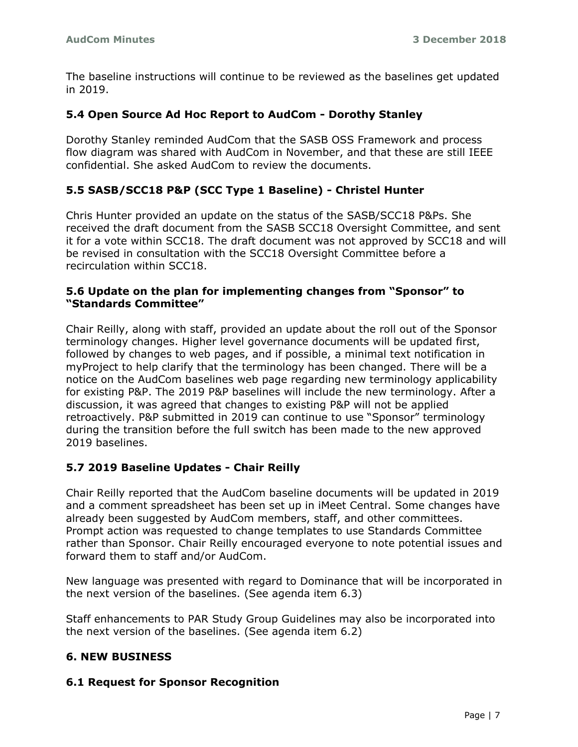The baseline instructions will continue to be reviewed as the baselines get updated in 2019.

### 5.4 Open Source Ad Hoc Report to AudCom - Dorothy Stanley

Dorothy Stanley reminded AudCom that the SASB OSS Framework and process flow diagram was shared with AudCom in November, and that these are still IEEE confidential. She asked AudCom to review the documents.

### 5.5 SASB/SCC18 P&P (SCC Type 1 Baseline) - Christel Hunter

Chris Hunter provided an update on the status of the SASB/SCC18 P&Ps. She received the draft document from the SASB SCC18 Oversight Committee, and sent it for a vote within SCC18. The draft document was not approved by SCC18 and will be revised in consultation with the SCC18 Oversight Committee before a recirculation within SCC18.

### 5.6 Update on the plan for implementing changes from "Sponsor" to "Standards Committee"

Chair Reilly, along with staff, provided an update about the roll out of the Sponsor terminology changes. Higher level governance documents will be updated first, followed by changes to web pages, and if possible, a minimal text notification in myProject to help clarify that the terminology has been changed. There will be a notice on the AudCom baselines web page regarding new terminology applicability for existing P&P. The 2019 P&P baselines will include the new terminology. After a discussion, it was agreed that changes to existing P&P will not be applied retroactively. P&P submitted in 2019 can continue to use "Sponsor" terminology during the transition before the full switch has been made to the new approved 2019 baselines.

### 5.7 2019 Baseline Updates - Chair Reilly

Chair Reilly reported that the AudCom baseline documents will be updated in 2019 and a comment spreadsheet has been set up in iMeet Central. Some changes have already been suggested by AudCom members, staff, and other committees. Prompt action was requested to change templates to use Standards Committee rather than Sponsor. Chair Reilly encouraged everyone to note potential issues and forward them to staff and/or AudCom.

New language was presented with regard to Dominance that will be incorporated in the next version of the baselines. (See agenda item 6.3)

Staff enhancements to PAR Study Group Guidelines may also be incorporated into the next version of the baselines. (See agenda item 6.2)

## 6. NEW BUSINESS

### 6.1 Request for Sponsor Recognition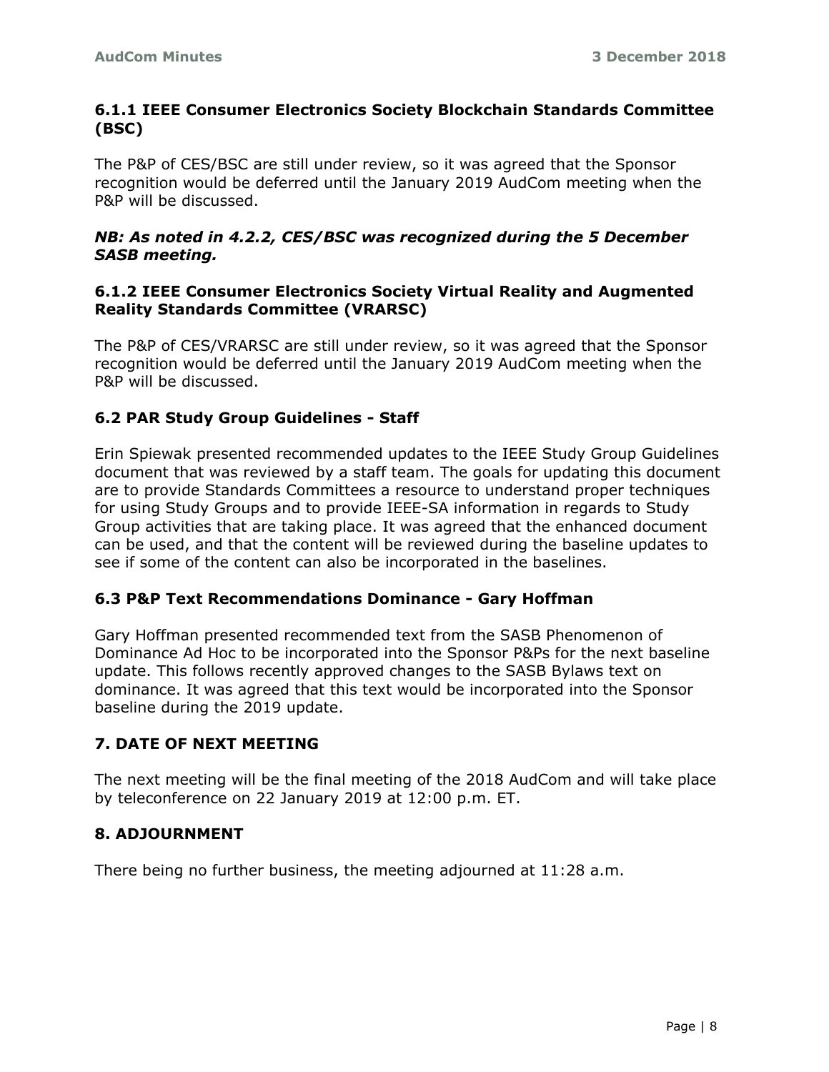### 6.1.1 IEEE Consumer Electronics Society Blockchain Standards Committee (BSC)

The P&P of CES/BSC are still under review, so it was agreed that the Sponsor recognition would be deferred until the January 2019 AudCom meeting when the P&P will be discussed.

***NB: As noted in 4.2.2, CES/BSC was recognized during the 5 December SASB meeting.***

### 6.1.2 IEEE Consumer Electronics Society Virtual Reality and Augmented Reality Standards Committee (VRARSC)

The P&P of CES/VRARSC are still under review, so it was agreed that the Sponsor recognition would be deferred until the January 2019 AudCom meeting when the P&P will be discussed.

### 6.2 PAR Study Group Guidelines - Staff

Erin Spiewak presented recommended updates to the IEEE Study Group Guidelines document that was reviewed by a staff team. The goals for updating this document are to provide Standards Committees a resource to understand proper techniques for using Study Groups and to provide IEEE-SA information in regards to Study Group activities that are taking place. It was agreed that the enhanced document can be used, and that the content will be reviewed during the baseline updates to see if some of the content can also be incorporated in the baselines.

### 6.3 P&P Text Recommendations Dominance - Gary Hoffman

Gary Hoffman presented recommended text from the SASB Phenomenon of Dominance Ad Hoc to be incorporated into the Sponsor P&Ps for the next baseline update. This follows recently approved changes to the SASB Bylaws text on dominance. It was agreed that this text would be incorporated into the Sponsor baseline during the 2019 update.

## 7. DATE OF NEXT MEETING

The next meeting will be the final meeting of the 2018 AudCom and will take place by teleconference on 22 January 2019 at 12:00 p.m. ET.

## 8. ADJOURNMENT

There being no further business, the meeting adjourned at 11:28 a.m.